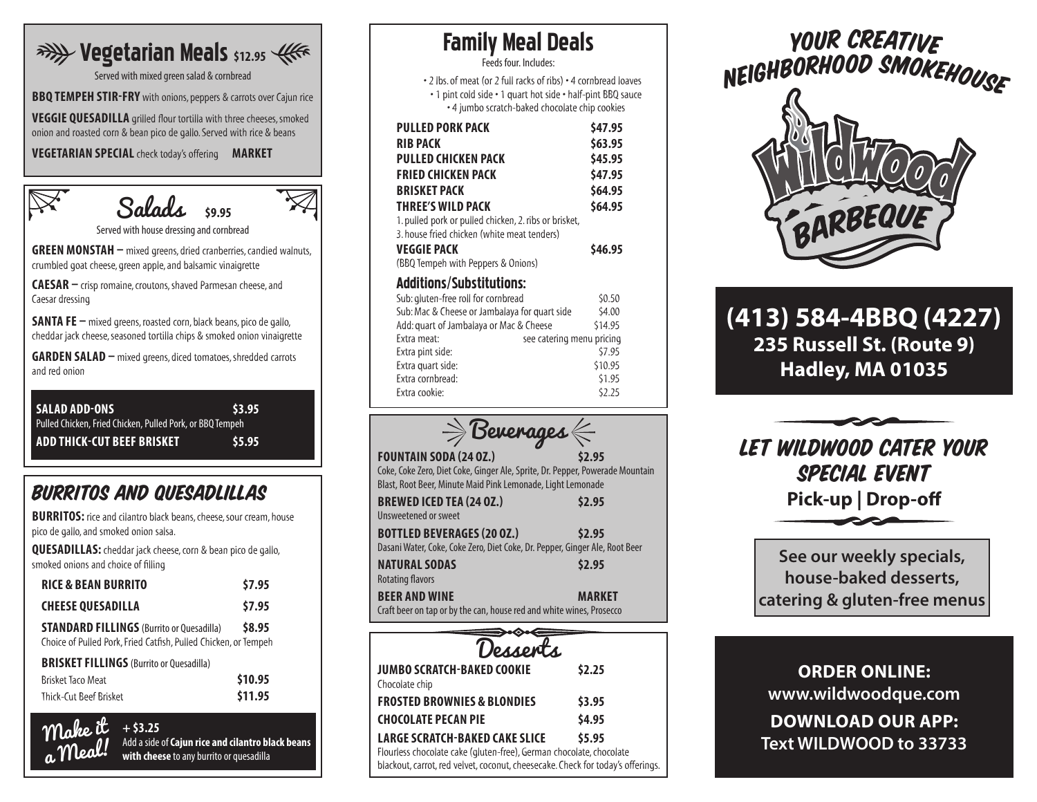## Vegetarian Meals $12.95

Served with mixed green salad & cornbread

**BBQ TEMPEH STIR-FRY** with onions, peppers & carrots over Cajun rice

**VEGGIE QUESADILLA** grilled flour tortilla with three cheeses, smoked onion and roasted corn & bean pico de gallo. Served with rice & beans

**VEGETARIAN SPECIAL** check today's offering **MARKET**

## Salads $9.95

Served with house dressing and cornbread

**GREEN MONSTAH –** mixed greens, dried cranberries, candied walnuts, crumbled goat cheese, green apple, and balsamic vinaigrette

**CAESAR –** crisp romaine, croutons, shaved Parmesan cheese, and Caesar dressing

**SANTA FE –** mixed greens, roasted corn, black beans, pico de gallo, cheddar jack cheese, seasoned tortilla chips & smoked onion vinaigrette

**GARDEN SALAD –** mixed greens, diced tomatoes, shredded carrots and red onion

**SALAD ADD-ONS** $3.95
Pulled Chicken, Fried Chicken, Pulled Pork, or BBQ Tempeh

**ADD THICK-CUT BEEF BRISKET** $5.95

## Burritos and Quesadlillas

**BURRITOS:** rice and cilantro black beans, cheese, sour cream, house pico de gallo, and smoked onion salsa.

**QUESADILLAS:** cheddar jack cheese, corn & bean pico de gallo, smoked onions and choice of filling

| Item | Price |
|---|---|
| **RICE & BEAN BURRITO** | $7.95 |
| **CHEESE QUESADILLA** | $7.95 |
| **STANDARD FILLINGS** (Burrito or Quesadilla) Choice of Pulled Pork, Fried Catfish, Pulled Chicken, or Tempeh | $8.95 |
| **BRISKET FILLINGS** (Burrito or Quesadilla) | |
| Brisket Taco Meat | $10.95 |
| Thick-Cut Beef Brisket | $11.95 |

**Make it a Meal!** + $3.25
Add a side of **Cajun rice and cilantro black beans with cheese** to any burrito or quesadilla

## Family Meal Deals

Feeds four. Includes:

- 2 lbs. of meat (or 2 full racks of ribs) • 4 cornbread loaves
- 1 pint cold side • 1 quart hot side • half-pint BBQ sauce
- 4 jumbo scratch-baked chocolate chip cookies

| Pack | Price |
|---|---|
| **PULLED PORK PACK** | $47.95 |
| **RIB PACK** | $63.95 |
| **PULLED CHICKEN PACK** | $45.95 |
| **FRIED CHICKEN PACK** | $47.95 |
| **BRISKET PACK** | $64.95 |
| **THREE'S WILD PACK** 1. pulled pork or pulled chicken, 2. ribs or brisket, 3. house fried chicken (white meat tenders) | $64.95 |
| **VEGGIE PACK** (BBQ Tempeh with Peppers & Onions) | $46.95 |

### Additions/Substitutions:

| Item | Price |
|---|---|
| Sub: gluten-free roll for cornbread | $0.50 |
| Sub: Mac & Cheese or Jambalaya for quart side | $4.00 |
| Add: quart of Jambalaya or Mac & Cheese | $14.95 |
| Extra meat: | see catering menu pricing |
| Extra pint side: | $7.95 |
| Extra quart side: | $10.95 |
| Extra cornbread: | $1.95 |
| Extra cookie: | $2.25 |

## Beverages

**FOUNTAIN SODA (24 OZ.)** $2.95
Coke, Coke Zero, Diet Coke, Ginger Ale, Sprite, Dr. Pepper, Powerade Mountain Blast, Root Beer, Minute Maid Pink Lemonade, Light Lemonade

**BREWED ICED TEA (24 OZ.)** $2.95
Unsweetened or sweet

**BOTTLED BEVERAGES (20 OZ.)** $2.95
Dasani Water, Coke, Coke Zero, Diet Coke, Dr. Pepper, Ginger Ale, Root Beer

**NATURAL SODAS** $2.95
Rotating flavors

**BEER AND WINE** MARKET
Craft beer on tap or by the can, house red and white wines, Prosecco

## Desserts

**JUMBO SCRATCH-BAKED COOKIE** $2.25
Chocolate chip

**FROSTED BROWNIES & BLONDIES** $3.95

**CHOCOLATE PECAN PIE** $4.95

**LARGE SCRATCH-BAKED CAKE SLICE** $5.95
Flourless chocolate cake (gluten-free), German chocolate, chocolate blackout, carrot, red velvet, coconut, cheesecake. Check for today's offerings.

## Your Creative Neighborhood Smokehouse

# Wildwood Barbeque

**(413) 584-4BBQ (4227)**
**235 Russell St. (Route 9)**
**Hadley, MA 01035**

## Let Wildwood Cater Your Special Event

**Pick-up | Drop-off**

**See our weekly specials, house-baked desserts, catering & gluten-free menus**

**ORDER ONLINE:**
**www.wildwoodque.com**

**DOWNLOAD OUR APP:**
**Text WILDWOOD to 33733**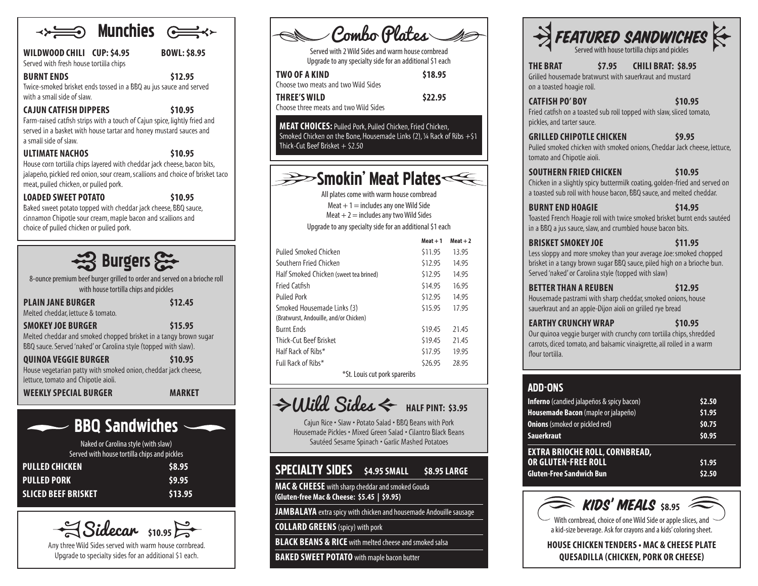# Munchies

**WILDWOOD CHILI** CUP: $4.95 BOWL: $8.95
Served with fresh house tortilla chips

**BURNT ENDS** $12.95
Twice-smoked brisket ends tossed in a BBQ au jus sauce and served with a small side of slaw.

**CAJUN CATFISH DIPPERS** $10.95
Farm-raised catfish strips with a touch of Cajun spice, lightly fried and served in a basket with house tartar and honey mustard sauces and a small side of slaw.

**ULTIMATE NACHOS** $10.95
House corn tortilla chips layered with cheddar jack cheese, bacon bits, jalapeño, pickled red onion, sour cream, scallions and choice of brisket taco meat, pulled chicken, or pulled pork.

**LOADED SWEET POTATO** $10.95
Baked sweet potato topped with cheddar jack cheese, BBQ sauce, cinnamon Chipotle sour cream, maple bacon and scallions and choice of pulled chicken or pulled pork.

# Burgers

8-ounce premium beef burger grilled to order and served on a brioche roll with house tortilla chips and pickles

**PLAIN JANE BURGER** $12.45
Melted cheddar, lettuce & tomato.

**SMOKEY JOE BURGER** $15.95
Melted cheddar and smoked chopped brisket in a tangy brown sugar BBQ sauce. Served 'naked' or Carolina style (topped with slaw).

**QUINOA VEGGIE BURGER** $10.95
House vegetarian patty with smoked onion, cheddar jack cheese, lettuce, tomato and Chipotle aioli.

**WEEKLY SPECIAL BURGER** MARKET

# BBQ Sandwiches

Naked or Carolina style (with slaw)
Served with house tortilla chips and pickles

| | |
|---|---|
| **PULLED CHICKEN** | $8.95 |
| **PULLED PORK** | $9.95 |
| **SLICED BEEF BRISKET** | $13.95 |

# Sidecar $10.95

Any three Wild Sides served with warm house cornbread. Upgrade to specialty sides for an additional $1 each.

# Combo Plates

Served with 2 Wild Sides and warm house cornbread
Upgrade to any specialty side for an additional $1 each

**TWO OF A KIND** $18.95
Choose two meats and two Wild Sides

**THREE'S WILD** $22.95
Choose three meats and two Wild Sides

**MEAT CHOICES:** Pulled Pork, Pulled Chicken, Fried Chicken, Smoked Chicken on the Bone, Housemade Links (2), ¼ Rack of Ribs +$1 Thick-Cut Beef Brisket + $2.50

# Smokin' Meat Plates

All plates come with warm house cornbread
Meat + 1 = includes any one Wild Side
Meat + 2 = includes any two Wild Sides
Upgrade to any specialty side for an additional $1 each

| | Meat + 1 | Meat + 2 |
|---|---|---|
| Pulled Smoked Chicken | $11.95 | 13.95 |
| Southern Fried Chicken | $12.95 | 14.95 |
| Half Smoked Chicken (sweet tea brined) | $12.95 | 14.95 |
| Fried Catfish | $14.95 | 16.95 |
| Pulled Pork | $12.95 | 14.95 |
| Smoked Housemade Links (3) (Bratwurst, Andouille, and/or Chicken) | $15.95 | 17.95 |
| Burnt Ends | $19.45 | 21.45 |
| Thick-Cut Beef Brisket | $19.45 | 21.45 |
| Half Rack of Ribs* | $17.95 | 19.95 |
| Full Rack of Ribs* | $26.95 | 28.95 |

*St. Louis cut pork spareribs

# Wild Sides HALF PINT: $3.95

Cajun Rice • Slaw • Potato Salad • BBQ Beans with Pork
Housemade Pickles • Mixed Green Salad • Cilantro Black Beans
Sautéed Sesame Spinach • Garlic Mashed Potatoes

# SPECIALTY SIDES $4.95 SMALL $8.95 LARGE

**MAC & CHEESE** with sharp cheddar and smoked Gouda
**(Gluten-free Mac & Cheese: $5.45 | $9.95)**

**JAMBALAYA** extra spicy with chicken and housemade Andouille sausage

**COLLARD GREENS** (spicy) with pork

**BLACK BEANS & RICE** with melted cheese and smoked salsa

**BAKED SWEET POTATO** with maple bacon butter

# Featured Sandwiches

Served with house tortilla chips and pickles

**THE BRAT** $7.95 **CHILI BRAT: $8.95**
Grilled housemade bratwurst with sauerkraut and mustard on a toasted hoagie roll.

**CATFISH PO' BOY** $10.95
Fried catfish on a toasted sub roll topped with slaw, sliced tomato, pickles, and tarter sauce.

**GRILLED CHIPOTLE CHICKEN** $9.95
Pulled smoked chicken with smoked onions, Cheddar Jack cheese, lettuce, tomato and Chipotle aioli.

**SOUTHERN FRIED CHICKEN** $10.95
Chicken in a slightly spicy buttermilk coating, golden-fried and served on a toasted sub roll with house bacon, BBQ sauce, and melted cheddar.

**BURNT END HOAGIE** $14.95
Toasted French Hoagie roll with twice smoked brisket burnt ends sautéed in a BBQ a jus sauce, slaw, and crumbled house bacon bits.

**BRISKET SMOKEY JOE** $11.95
Less sloppy and more smokey than your average Joe: smoked chopped brisket in a tangy brown sugar BBQ sauce, piled high on a brioche bun. Served 'naked' or Carolina style (topped with slaw)

**BETTER THAN A REUBEN** $12.95
Housemade pastrami with sharp cheddar, smoked onions, house sauerkraut and an apple-Dijon aioli on grilled rye bread

**EARTHY CRUNCHY WRAP** $10.95
Our quinoa veggie burger with crunchy corn tortilla chips, shredded carrots, diced tomato, and balsamic vinaigrette, all rolled in a warm flour tortilla.

# ADD-ONS

| | |
|---|---|
| **Inferno** (candied jalapeños & spicy bacon) | $2.50 |
| **Housemade Bacon** (maple or jalapeño) | $1.95 |
| **Onions** (smoked or pickled red) | $0.75 |
| **Sauerkraut** | $0.95 |
| **EXTRA BRIOCHE ROLL, CORNBREAD, OR GLUTEN-FREE ROLL** | $1.95 |
| **Gluten-Free Sandwich Bun** | $2.50 |

# Kids' Meals $8.95

With cornbread, choice of one Wild Side or apple slices, and a kid-size beverage. Ask for crayons and a kids' coloring sheet.

**HOUSE CHICKEN TENDERS • MAC & CHEESE PLATE QUESADILLA (CHICKEN, PORK OR CHEESE)**